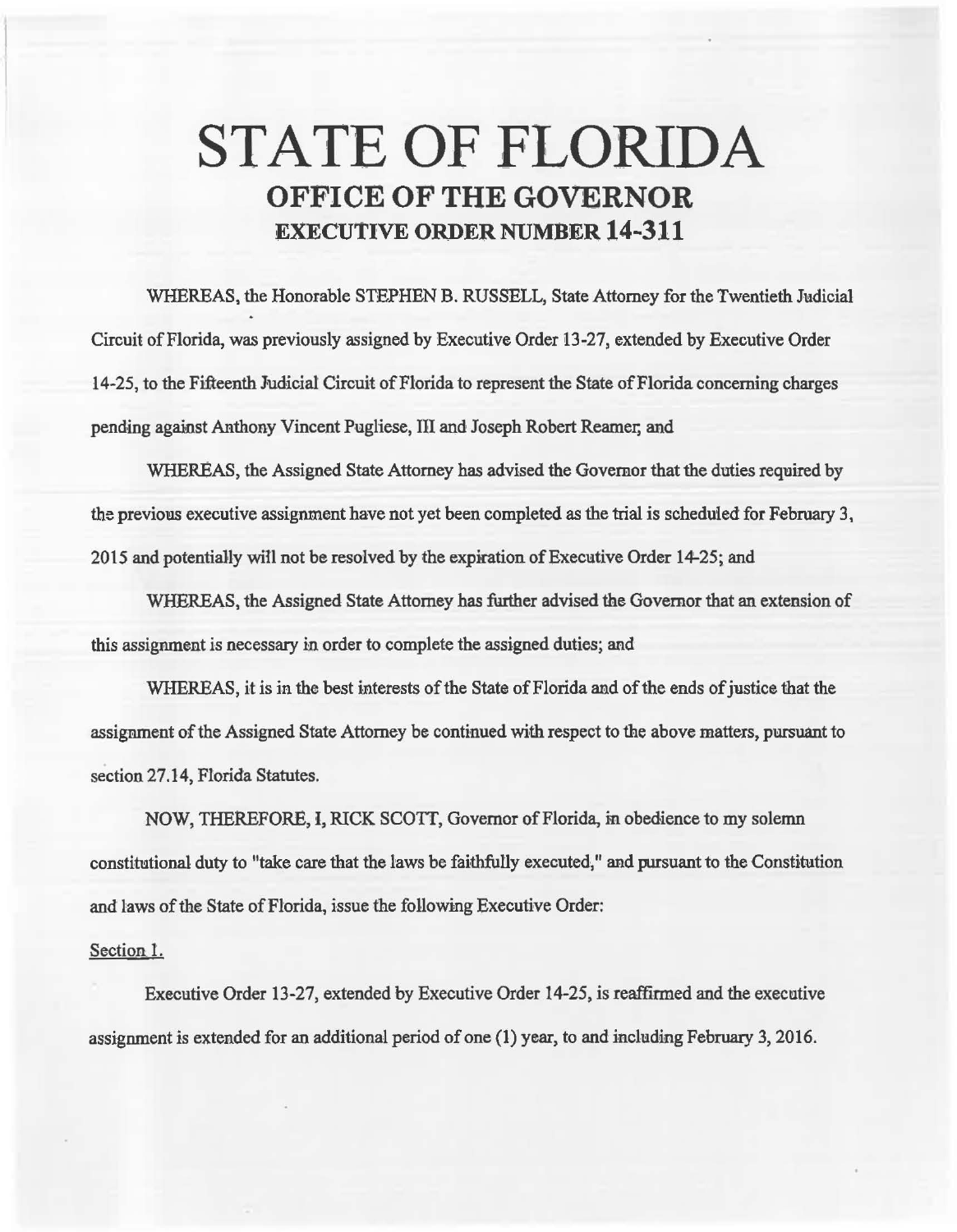# STATE OF FLORIDA

## OFFICE OF THE GOVERNOR

### EXECUTIVE ORDER NUMBER 14-311

WHEREAS, the Honorable STEPHEN B. RUSSELL, State Attorney for the Twentieth Judicial Circuit of Florida, was previously assigned by Executive Order 13-27, extended by Executive Order 14-25, to the Fifteenth Judicial Circuit of Florida to represent the State of Florida concerning charges pending against Anthony Vincent Pugliese, III and Joseph Robert Reamer; and

WHEREAS, the Assigned State Attorney has advised the Governor that the duties required by the previous executive assignment have not yet been completed as the trial is scheduled for February 3, 2015 and potentially will not be resolved by the expiration of Executive Order 14-25; and

WHEREAS, the Assigned State Attorney has further advised the Governor that an extension of this assignment is necessary in order to complete the assigned duties; and

WHEREAS, it is in the best interests of the State of Florida and of the ends of justice that the assignment of the Assigned State Attorney be continued with respect to the above matters, pursuant to section 27.14, Florida Statutes.

NOW, THEREFORE, I, RICK SCOTT, Governor of Florida, in obedience to my solemn constitutional duty to "take care that the laws be faithfully executed," and pursuant to the Constitution and laws of the State of Florida, issue the following Executive Order:

Section 1.

Executive Order 13-27, extended by Executive Order 14-25, is reaffirmed and the executive assignment is extended for an additional period of one (1) year, to and including February 3, 2016.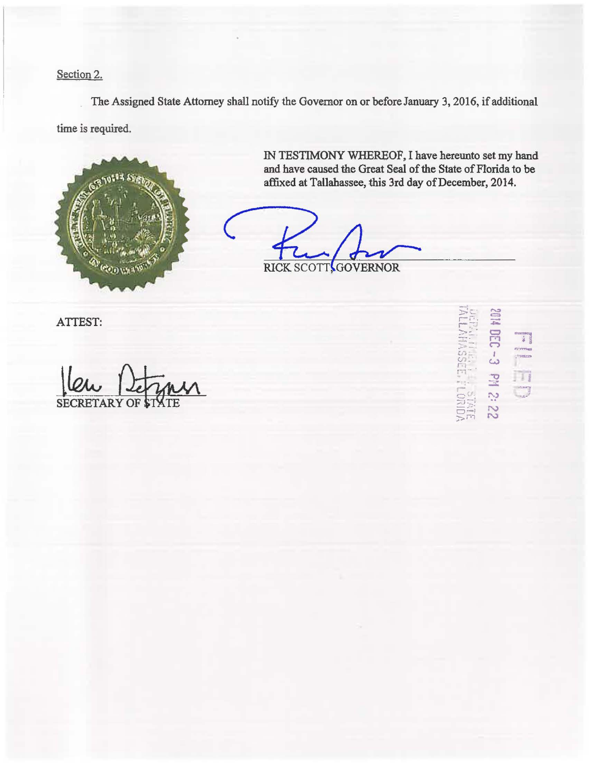Section 2.

The Assigned State Attorney shall notify the Governor on or before January 3, 2016, if additional time is required.

IN TESTIMONY WHEREOF, I have hereunto set my hand and have caused the Great Seal of the State of Florida to be affixed at Tallahassee, this 3rd day of December, 2014.

RICK SCOTT, GOVERNOR

ATTEST:

SECRETARY OF STATE

FILED

2014 DEC -3 PM 2:22

DEPARTMENT OF STATE
TALLAHASSEE, FLORIDA